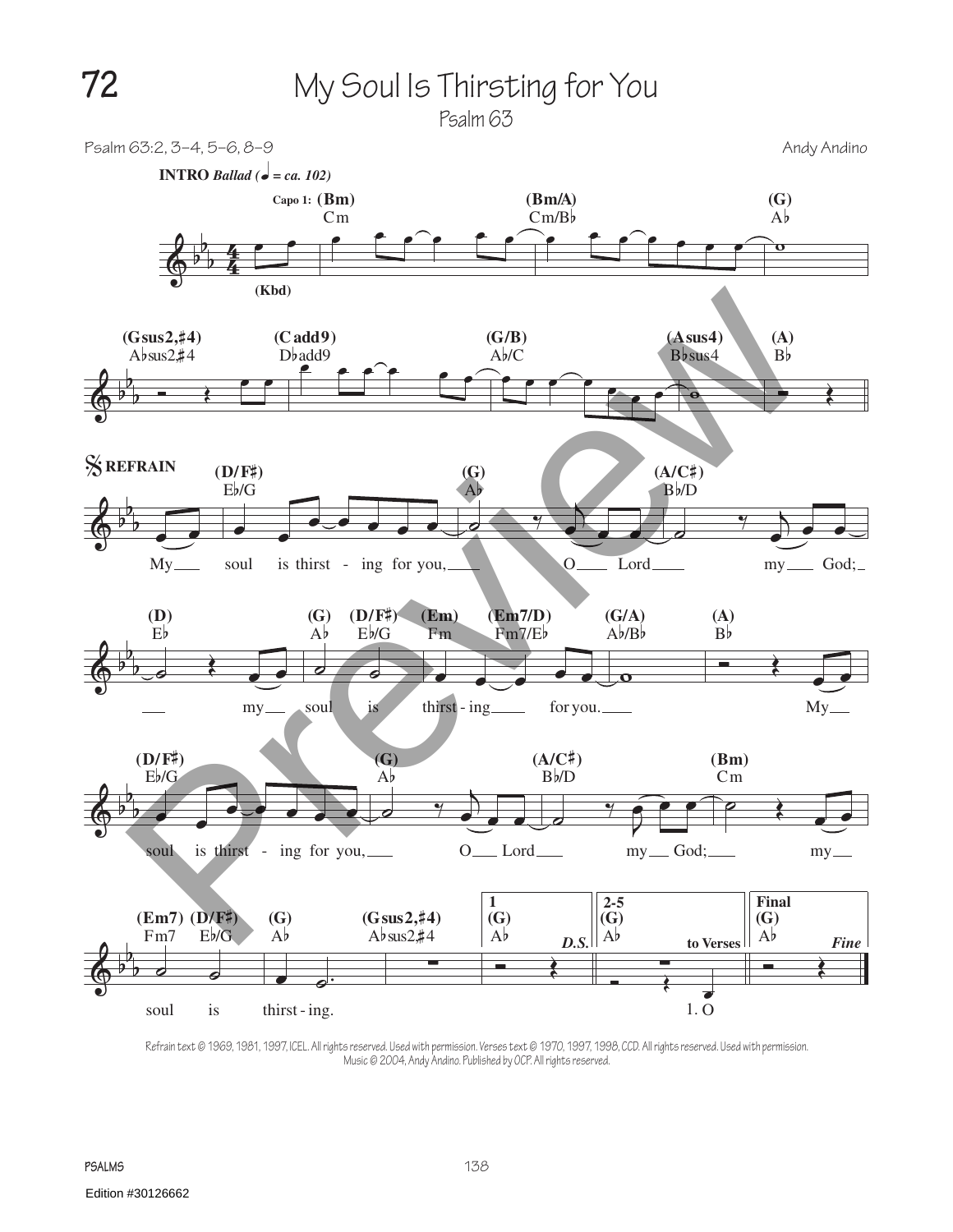# 72 My Soul Is Thirsting for You

Psalm 63

Psalm 63:2, 3–4, 5–6, 8–9

Andy Andino

INTRO *Ballad* (♩ = ca. 102)

Capo 1: (Bm) Cm (Bm/A) Cm/B♭ (G) A♭

(Kbd)

(Gsus2,♯4) A♭sus2,♯4 (C add9) D♭add9 (G/B) A♭/C (Asus4) B♭sus4 (A) B♭

REFRAIN

(D/F♯) E♭/G (G) A♭ (A/C♯) B♭/D

My soul is thirst - ing for you, O Lord my God;

(D) E♭ (G) A♭ (D/F♯) E♭/G (Em) Fm (Em7/D) Fm7/E♭ (G/A) A♭/B♭ (A) B♭

my soul is thirst - ing for you. My

(D/F♯) E♭/G (G) A♭ (A/C♯) B♭/D (Bm) Cm

soul is thirst - ing for you, O Lord my God; my

(Em7) Fm7 (D/F♯) E♭/G (G) A♭ (Gsus2,♯4) A♭sus2,♯4 | 1 (G) A♭ *D.S.* | 2-5 (G) A♭ to Verses | Final (G) A♭ *Fine*

soul is thirst - ing. 1. O

Refrain text © 1969, 1981, 1997, ICEL. All rights reserved. Used with permission. Verses text © 1970, 1997, 1998, CCD. All rights reserved. Used with permission. Music © 2004, Andy Andino. Published by OCP. All rights reserved.

Edition #30126662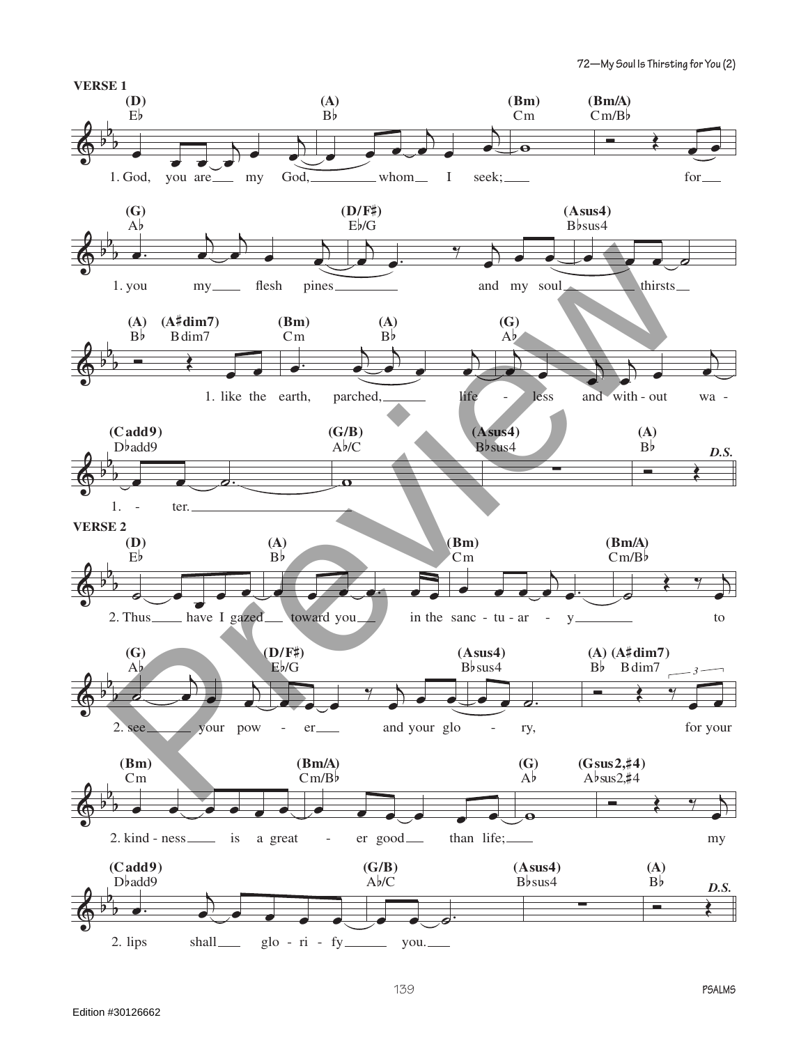**VERSE 1**

(D) E♭ — (A) B♭ — (Bm) Cm — (Bm/A) Cm/B♭

1. God, you are my God, whom I seek; for

(G) A♭ — (D/F♯) E♭/G — (Asus4) B♭sus4

1. you my flesh pines and my soul thirsts

(A) B♭ — (A♯dim7) Bdim7 — (Bm) Cm — (A) B♭ — (G) A♭

1. like the earth, parched, life - less and with - out wa -

(Cadd9) D♭add9 — (G/B) A♭/C — (Asus4) B♭sus4 — (A) B♭ — *D.S.*

1. - ter.

**VERSE 2**

(D) E♭ — (A) B♭ — (Bm) Cm — (Bm/A) Cm/B♭

2. Thus have I gazed toward you in the sanc - tu - ar - y to

(G) A♭ — (D/F♯) E♭/G — (Asus4) B♭sus4 — (A) B♭ — (A♯dim7) Bdim7

2. see your pow - er and your glo - ry, for your

(Bm) Cm — (Bm/A) Cm/B♭ — (G) A♭ — (Gsus2,♯4) A♭sus2,♯4

2. kind - ness is a great - er good than life; my

(Cadd9) D♭add9 — (G/B) A♭/C — (Asus4) B♭sus4 — (A) B♭ — *D.S.*

2. lips shall glo - ri - fy you.

Edition #30126662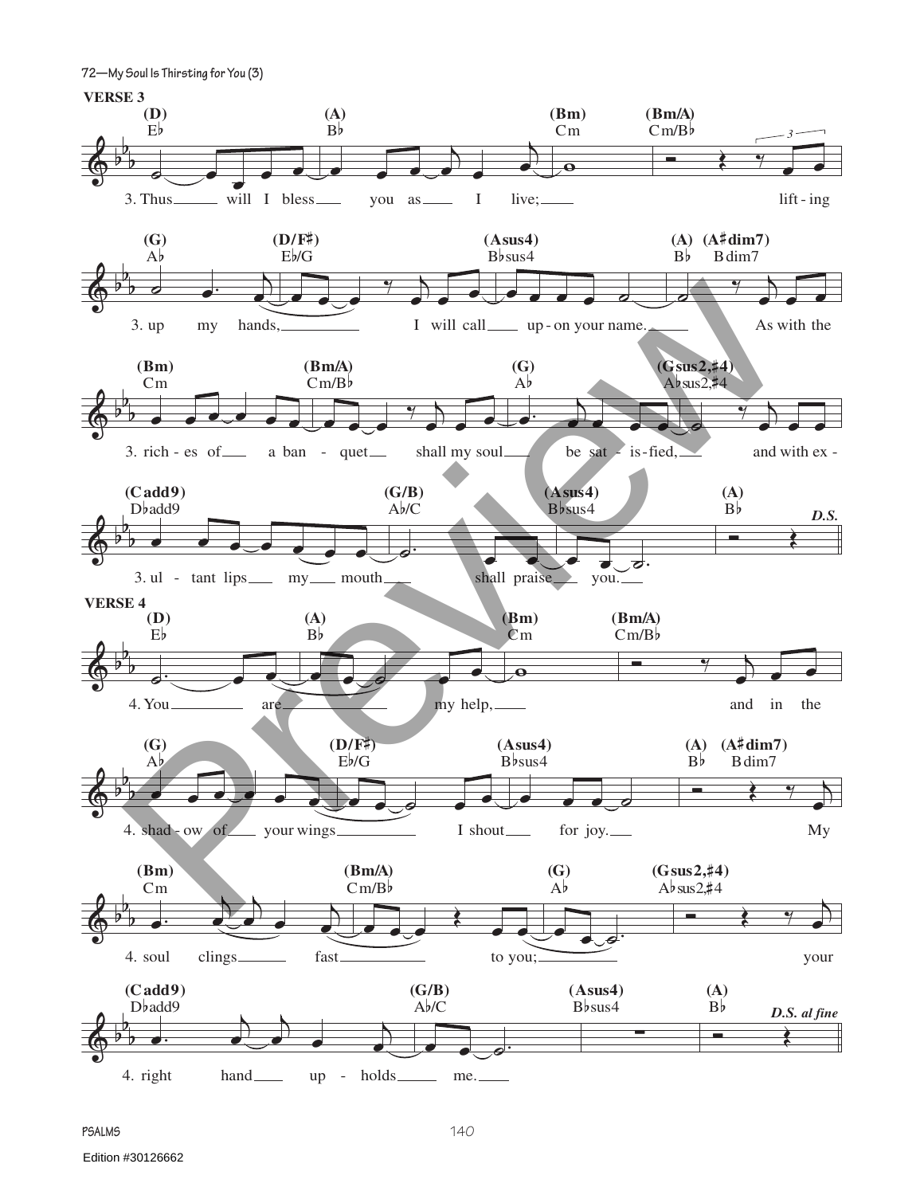**VERSE 3**

3. Thus will I bless you as I live; lifting

3. up my hands, I will call upon your name. As with the

3. riches of a banquet shall my soul be satisfied, and with ex-

3. ultant lips my mouth shall praise you.

*D.S.*

**VERSE 4**

4. You are my help, and in the

4. shadow of your wings I shout for joy. My

4. soul clings fast to you; your

4. right hand upholds me.

*D.S. al fine*